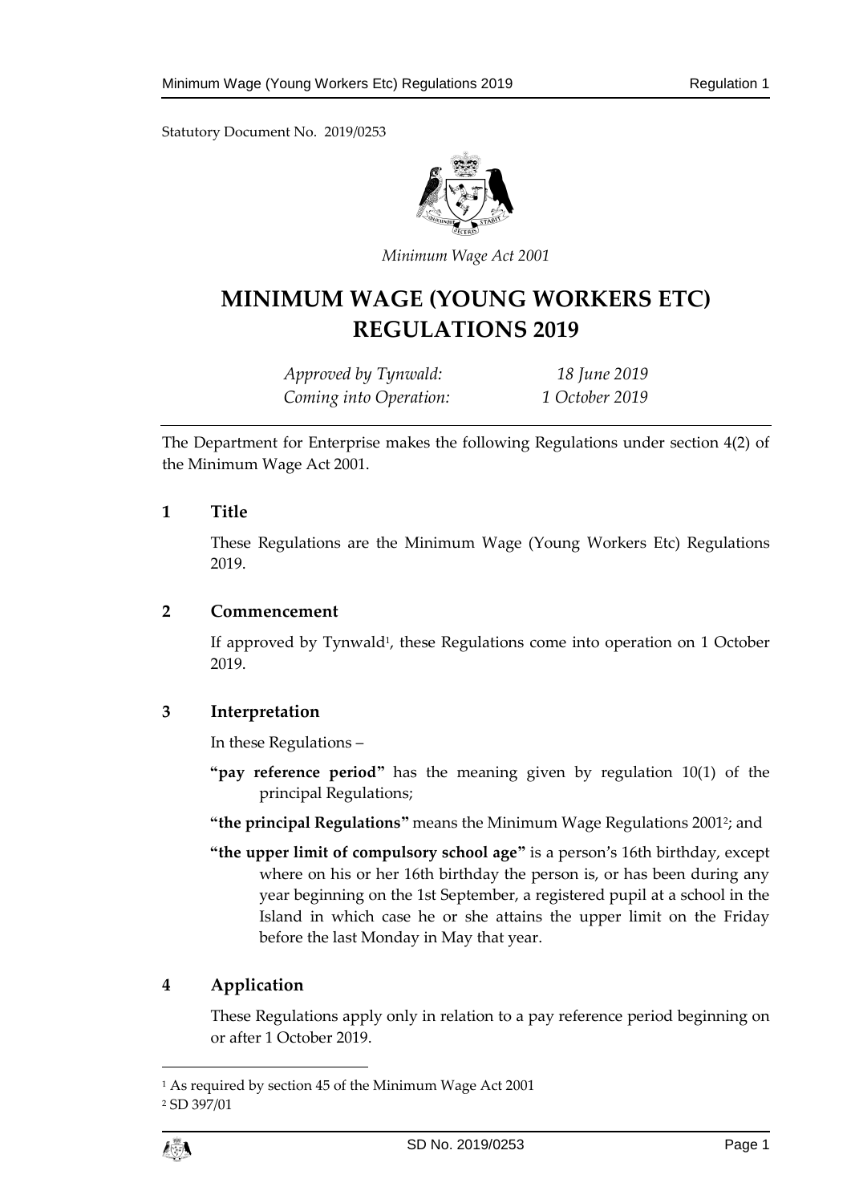Statutory Document No. 2019/0253

*Minimum Wage Act 2001*

# MINIMUM WAGE (YOUNG WORKERS ETC) REGULATIONS 2019

| | |
|---|---|
| *Approved by Tynwald:* | *18 June 2019* |
| *Coming into Operation:* | *1 October 2019* |

The Department for Enterprise makes the following Regulations under section 4(2) of the Minimum Wage Act 2001.

## 1 Title

These Regulations are the Minimum Wage (Young Workers Etc) Regulations 2019.

## 2 Commencement

If approved by Tynwald[1], these Regulations come into operation on 1 October 2019.

## 3 Interpretation

In these Regulations –

**"pay reference period"** has the meaning given by regulation 10(1) of the principal Regulations;

**"the principal Regulations"** means the Minimum Wage Regulations 2001[2]; and

**"the upper limit of compulsory school age"** is a person's 16th birthday, except where on his or her 16th birthday the person is, or has been during any year beginning on the 1st September, a registered pupil at a school in the Island in which case he or she attains the upper limit on the Friday before the last Monday in May that year.

## 4 Application

These Regulations apply only in relation to a pay reference period beginning on or after 1 October 2019.

[1] As required by section 45 of the Minimum Wage Act 2001

[2] SD 397/01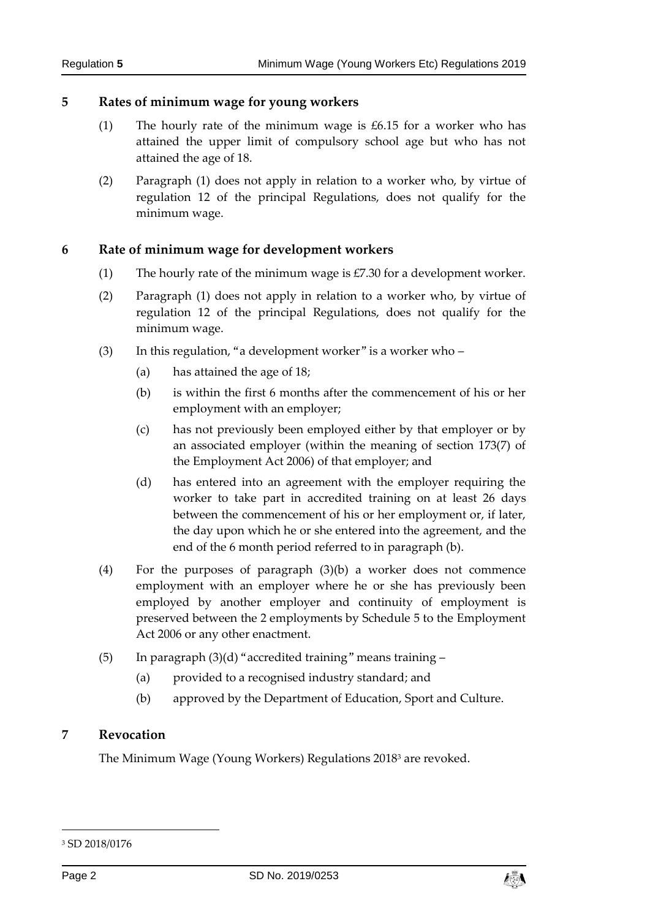## 5 Rates of minimum wage for young workers

(1) The hourly rate of the minimum wage is £6.15 for a worker who has attained the upper limit of compulsory school age but who has not attained the age of 18.

(2) Paragraph (1) does not apply in relation to a worker who, by virtue of regulation 12 of the principal Regulations, does not qualify for the minimum wage.

## 6 Rate of minimum wage for development workers

(1) The hourly rate of the minimum wage is £7.30 for a development worker.

(2) Paragraph (1) does not apply in relation to a worker who, by virtue of regulation 12 of the principal Regulations, does not qualify for the minimum wage.

(3) In this regulation, "a development worker" is a worker who –

(a) has attained the age of 18;

(b) is within the first 6 months after the commencement of his or her employment with an employer;

(c) has not previously been employed either by that employer or by an associated employer (within the meaning of section 173(7) of the Employment Act 2006) of that employer; and

(d) has entered into an agreement with the employer requiring the worker to take part in accredited training on at least 26 days between the commencement of his or her employment or, if later, the day upon which he or she entered into the agreement, and the end of the 6 month period referred to in paragraph (b).

(4) For the purposes of paragraph (3)(b) a worker does not commence employment with an employer where he or she has previously been employed by another employer and continuity of employment is preserved between the 2 employments by Schedule 5 to the Employment Act 2006 or any other enactment.

(5) In paragraph (3)(d) "accredited training" means training –

(a) provided to a recognised industry standard; and

(b) approved by the Department of Education, Sport and Culture.

## 7 Revocation

The Minimum Wage (Young Workers) Regulations 2018[3] are revoked.

---

[3] SD 2018/0176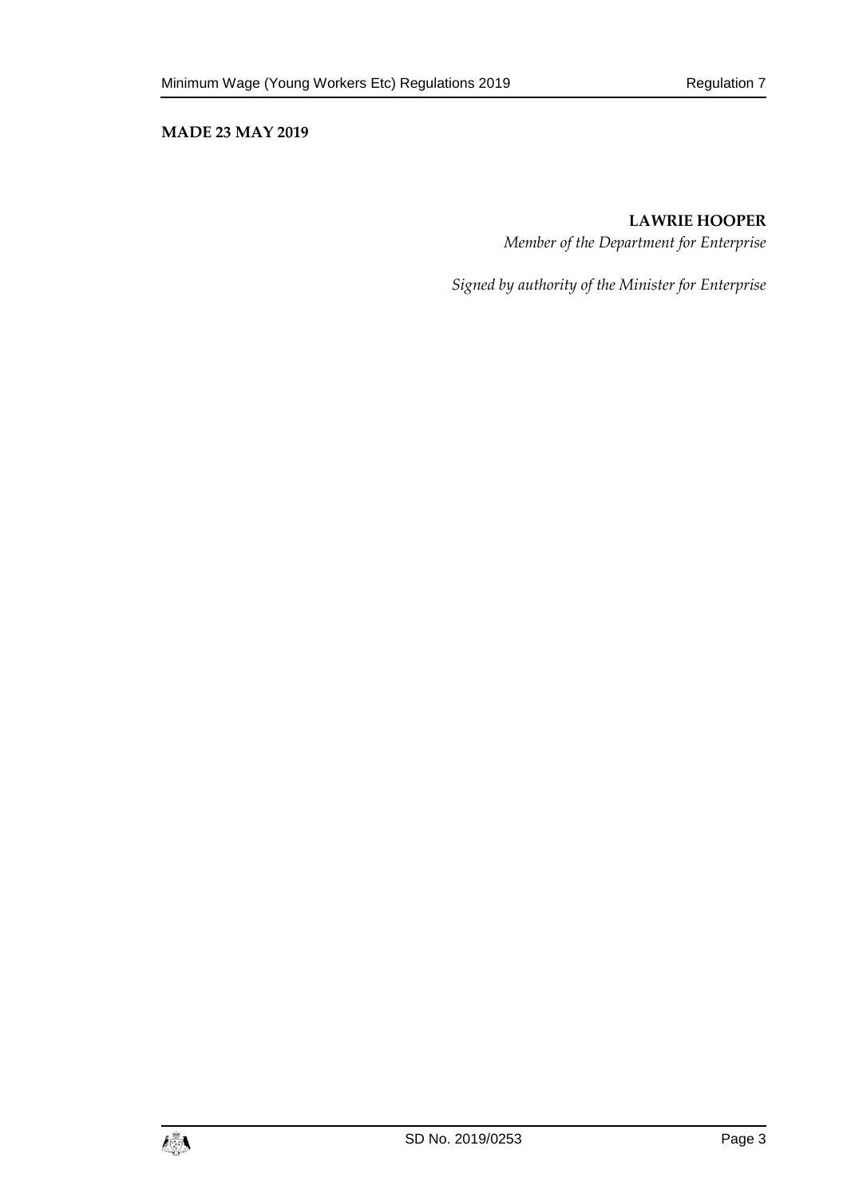**MADE 23 MAY 2019**

**LAWRIE HOOPER**

*Member of the Department for Enterprise*

*Signed by authority of the Minister for Enterprise*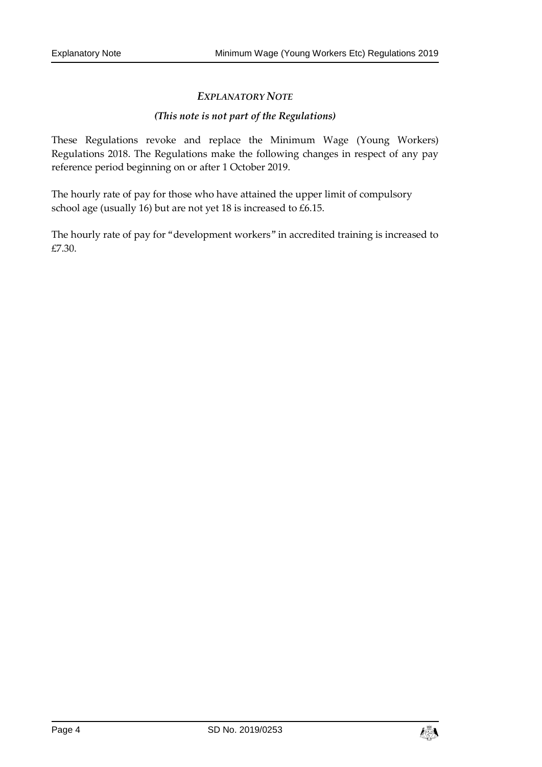## *EXPLANATORY NOTE*

***(This note is not part of the Regulations)***

These Regulations revoke and replace the Minimum Wage (Young Workers) Regulations 2018. The Regulations make the following changes in respect of any pay reference period beginning on or after 1 October 2019.

The hourly rate of pay for those who have attained the upper limit of compulsory school age (usually 16) but are not yet 18 is increased to £6.15.

The hourly rate of pay for "development workers" in accredited training is increased to £7.30.